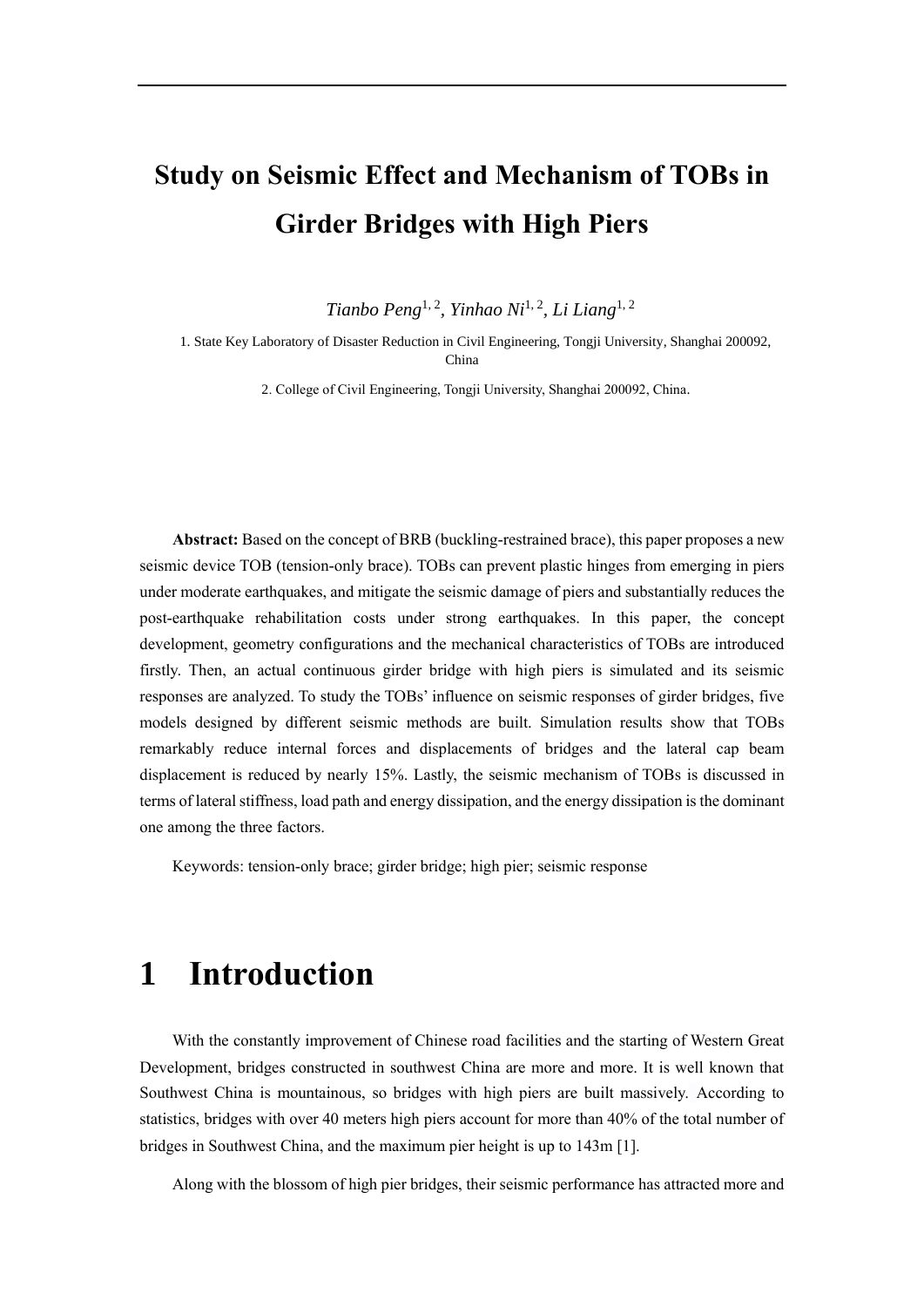# Study on Seismic Effect and Mechanism of TOBs in Girder Bridges with High Piers

*Tianbo Peng*[1, 2], *Yinhao Ni*[1, 2], *Li Liang*[1, 2]

1. State Key Laboratory of Disaster Reduction in Civil Engineering, Tongji University, Shanghai 200092, China

2. College of Civil Engineering, Tongji University, Shanghai 200092, China.

**Abstract:** Based on the concept of BRB (buckling-restrained brace), this paper proposes a new seismic device TOB (tension-only brace). TOBs can prevent plastic hinges from emerging in piers under moderate earthquakes, and mitigate the seismic damage of piers and substantially reduces the post-earthquake rehabilitation costs under strong earthquakes. In this paper, the concept development, geometry configurations and the mechanical characteristics of TOBs are introduced firstly. Then, an actual continuous girder bridge with high piers is simulated and its seismic responses are analyzed. To study the TOBs' influence on seismic responses of girder bridges, five models designed by different seismic methods are built. Simulation results show that TOBs remarkably reduce internal forces and displacements of bridges and the lateral cap beam displacement is reduced by nearly 15%. Lastly, the seismic mechanism of TOBs is discussed in terms of lateral stiffness, load path and energy dissipation, and the energy dissipation is the dominant one among the three factors.

Keywords: tension-only brace; girder bridge; high pier; seismic response

# 1 Introduction

With the constantly improvement of Chinese road facilities and the starting of Western Great Development, bridges constructed in southwest China are more and more. It is well known that Southwest China is mountainous, so bridges with high piers are built massively. According to statistics, bridges with over 40 meters high piers account for more than 40% of the total number of bridges in Southwest China, and the maximum pier height is up to 143m [1].

Along with the blossom of high pier bridges, their seismic performance has attracted more and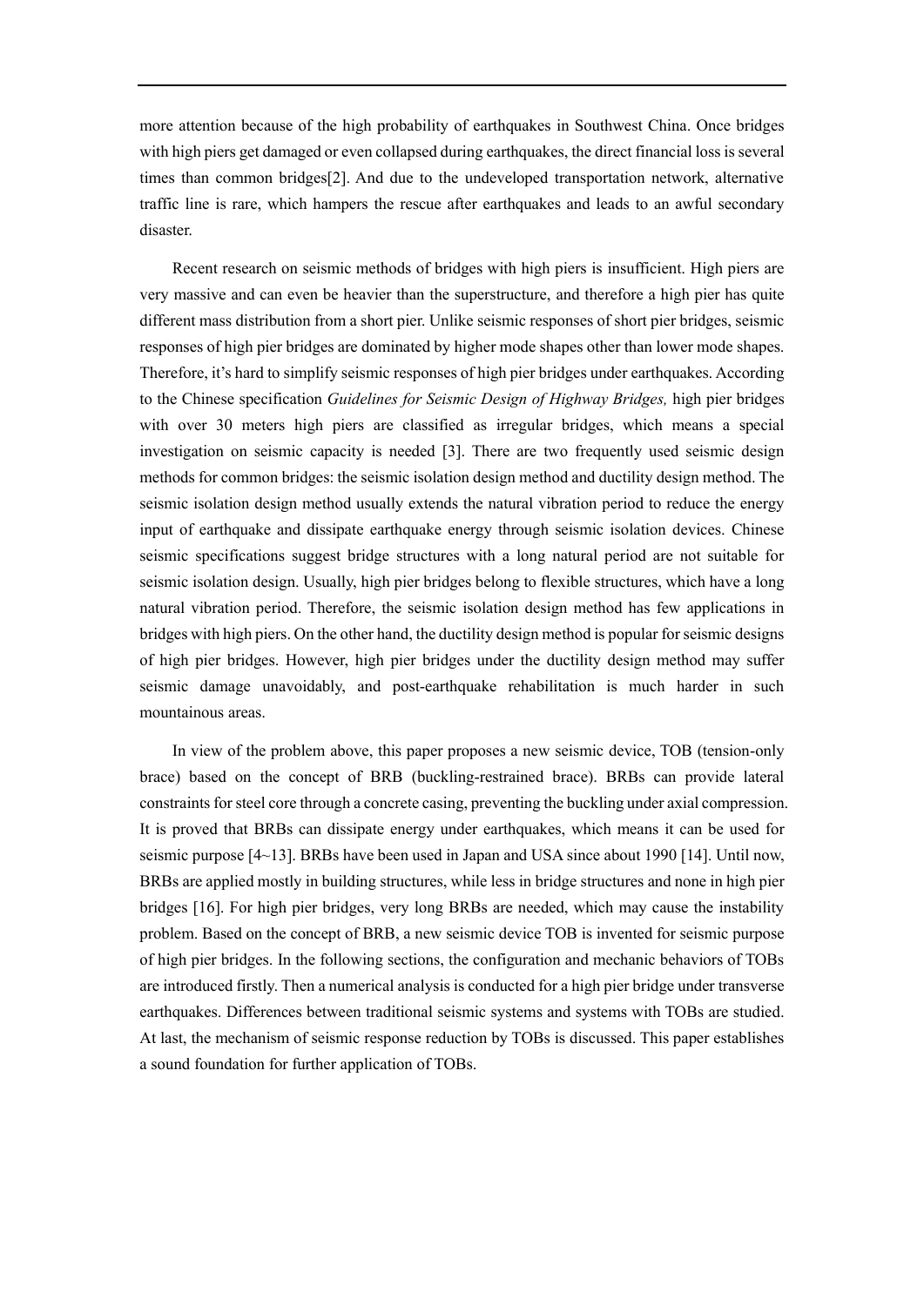more attention because of the high probability of earthquakes in Southwest China. Once bridges with high piers get damaged or even collapsed during earthquakes, the direct financial loss is several times than common bridges[2]. And due to the undeveloped transportation network, alternative traffic line is rare, which hampers the rescue after earthquakes and leads to an awful secondary disaster.

Recent research on seismic methods of bridges with high piers is insufficient. High piers are very massive and can even be heavier than the superstructure, and therefore a high pier has quite different mass distribution from a short pier. Unlike seismic responses of short pier bridges, seismic responses of high pier bridges are dominated by higher mode shapes other than lower mode shapes. Therefore, it's hard to simplify seismic responses of high pier bridges under earthquakes. According to the Chinese specification *Guidelines for Seismic Design of Highway Bridges,* high pier bridges with over 30 meters high piers are classified as irregular bridges, which means a special investigation on seismic capacity is needed [3]. There are two frequently used seismic design methods for common bridges: the seismic isolation design method and ductility design method. The seismic isolation design method usually extends the natural vibration period to reduce the energy input of earthquake and dissipate earthquake energy through seismic isolation devices. Chinese seismic specifications suggest bridge structures with a long natural period are not suitable for seismic isolation design. Usually, high pier bridges belong to flexible structures, which have a long natural vibration period. Therefore, the seismic isolation design method has few applications in bridges with high piers. On the other hand, the ductility design method is popular for seismic designs of high pier bridges. However, high pier bridges under the ductility design method may suffer seismic damage unavoidably, and post-earthquake rehabilitation is much harder in such mountainous areas.

In view of the problem above, this paper proposes a new seismic device, TOB (tension-only brace) based on the concept of BRB (buckling-restrained brace). BRBs can provide lateral constraints for steel core through a concrete casing, preventing the buckling under axial compression. It is proved that BRBs can dissipate energy under earthquakes, which means it can be used for seismic purpose [4~13]. BRBs have been used in Japan and USA since about 1990 [14]. Until now, BRBs are applied mostly in building structures, while less in bridge structures and none in high pier bridges [16]. For high pier bridges, very long BRBs are needed, which may cause the instability problem. Based on the concept of BRB, a new seismic device TOB is invented for seismic purpose of high pier bridges. In the following sections, the configuration and mechanic behaviors of TOBs are introduced firstly. Then a numerical analysis is conducted for a high pier bridge under transverse earthquakes. Differences between traditional seismic systems and systems with TOBs are studied. At last, the mechanism of seismic response reduction by TOBs is discussed. This paper establishes a sound foundation for further application of TOBs.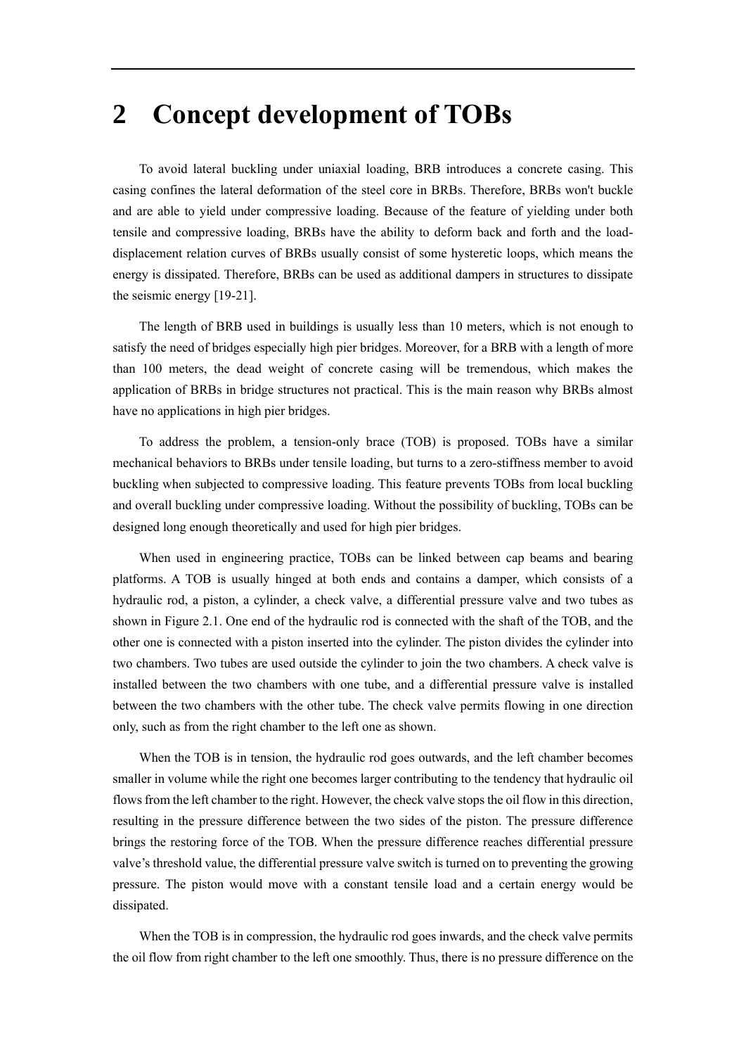# 2 Concept development of TOBs

To avoid lateral buckling under uniaxial loading, BRB introduces a concrete casing. This casing confines the lateral deformation of the steel core in BRBs. Therefore, BRBs won't buckle and are able to yield under compressive loading. Because of the feature of yielding under both tensile and compressive loading, BRBs have the ability to deform back and forth and the load-displacement relation curves of BRBs usually consist of some hysteretic loops, which means the energy is dissipated. Therefore, BRBs can be used as additional dampers in structures to dissipate the seismic energy [19-21].

The length of BRB used in buildings is usually less than 10 meters, which is not enough to satisfy the need of bridges especially high pier bridges. Moreover, for a BRB with a length of more than 100 meters, the dead weight of concrete casing will be tremendous, which makes the application of BRBs in bridge structures not practical. This is the main reason why BRBs almost have no applications in high pier bridges.

To address the problem, a tension-only brace (TOB) is proposed. TOBs have a similar mechanical behaviors to BRBs under tensile loading, but turns to a zero-stiffness member to avoid buckling when subjected to compressive loading. This feature prevents TOBs from local buckling and overall buckling under compressive loading. Without the possibility of buckling, TOBs can be designed long enough theoretically and used for high pier bridges.

When used in engineering practice, TOBs can be linked between cap beams and bearing platforms. A TOB is usually hinged at both ends and contains a damper, which consists of a hydraulic rod, a piston, a cylinder, a check valve, a differential pressure valve and two tubes as shown in Figure 2.1. One end of the hydraulic rod is connected with the shaft of the TOB, and the other one is connected with a piston inserted into the cylinder. The piston divides the cylinder into two chambers. Two tubes are used outside the cylinder to join the two chambers. A check valve is installed between the two chambers with one tube, and a differential pressure valve is installed between the two chambers with the other tube. The check valve permits flowing in one direction only, such as from the right chamber to the left one as shown.

When the TOB is in tension, the hydraulic rod goes outwards, and the left chamber becomes smaller in volume while the right one becomes larger contributing to the tendency that hydraulic oil flows from the left chamber to the right. However, the check valve stops the oil flow in this direction, resulting in the pressure difference between the two sides of the piston. The pressure difference brings the restoring force of the TOB. When the pressure difference reaches differential pressure valve's threshold value, the differential pressure valve switch is turned on to preventing the growing pressure. The piston would move with a constant tensile load and a certain energy would be dissipated.

When the TOB is in compression, the hydraulic rod goes inwards, and the check valve permits the oil flow from right chamber to the left one smoothly. Thus, there is no pressure difference on the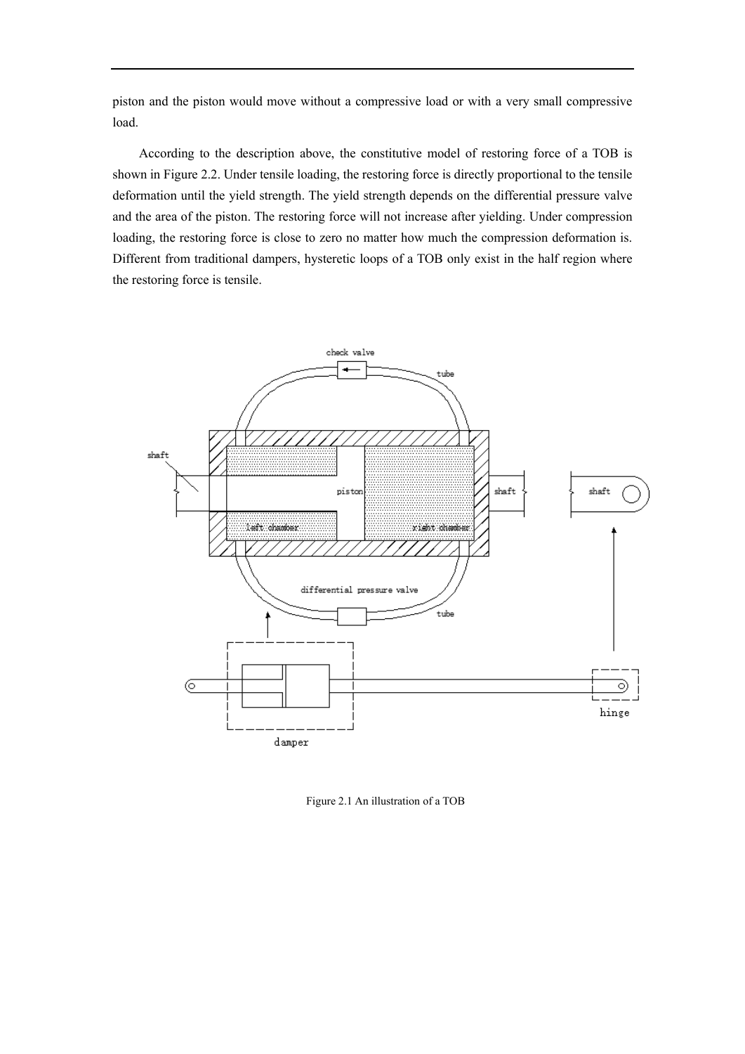piston and the piston would move without a compressive load or with a very small compressive load.

According to the description above, the constitutive model of restoring force of a TOB is shown in Figure 2.2. Under tensile loading, the restoring force is directly proportional to the tensile deformation until the yield strength. The yield strength depends on the differential pressure valve and the area of the piston. The restoring force will not increase after yielding. Under compression loading, the restoring force is close to zero no matter how much the compression deformation is. Different from traditional dampers, hysteretic loops of a TOB only exist in the half region where the restoring force is tensile.

Figure 2.1 An illustration of a TOB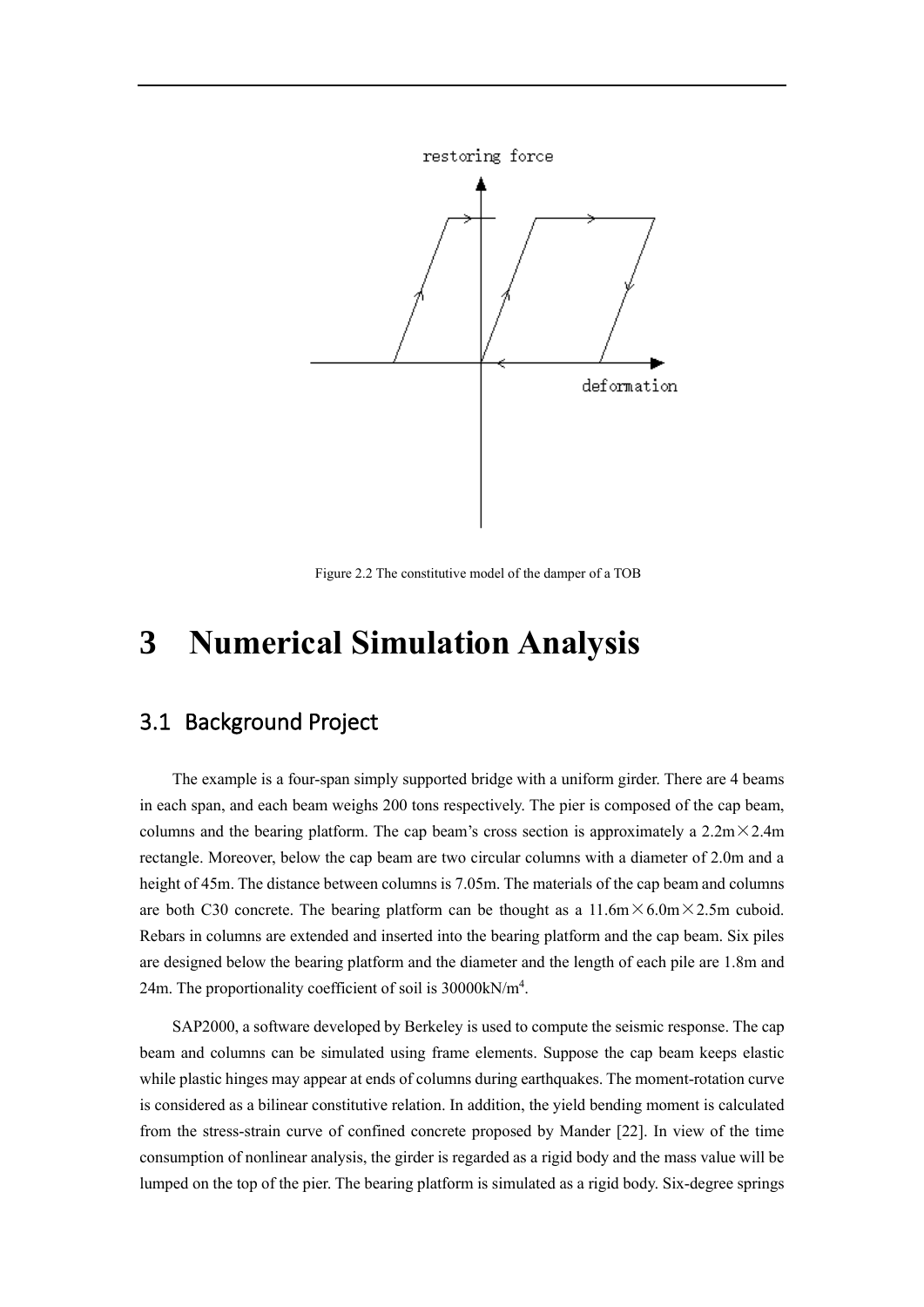Figure 2.2 The constitutive model of the damper of a TOB

# 3 Numerical Simulation Analysis

## 3.1 Background Project

The example is a four-span simply supported bridge with a uniform girder. There are 4 beams in each span, and each beam weighs 200 tons respectively. The pier is composed of the cap beam, columns and the bearing platform. The cap beam's cross section is approximately a 2.2m×2.4m rectangle. Moreover, below the cap beam are two circular columns with a diameter of 2.0m and a height of 45m. The distance between columns is 7.05m. The materials of the cap beam and columns are both C30 concrete. The bearing platform can be thought as a 11.6m×6.0m×2.5m cuboid. Rebars in columns are extended and inserted into the bearing platform and the cap beam. Six piles are designed below the bearing platform and the diameter and the length of each pile are 1.8m and 24m. The proportionality coefficient of soil is 30000kN/m$^4$.

SAP2000, a software developed by Berkeley is used to compute the seismic response. The cap beam and columns can be simulated using frame elements. Suppose the cap beam keeps elastic while plastic hinges may appear at ends of columns during earthquakes. The moment-rotation curve is considered as a bilinear constitutive relation. In addition, the yield bending moment is calculated from the stress-strain curve of confined concrete proposed by Mander [22]. In view of the time consumption of nonlinear analysis, the girder is regarded as a rigid body and the mass value will be lumped on the top of the pier. The bearing platform is simulated as a rigid body. Six-degree springs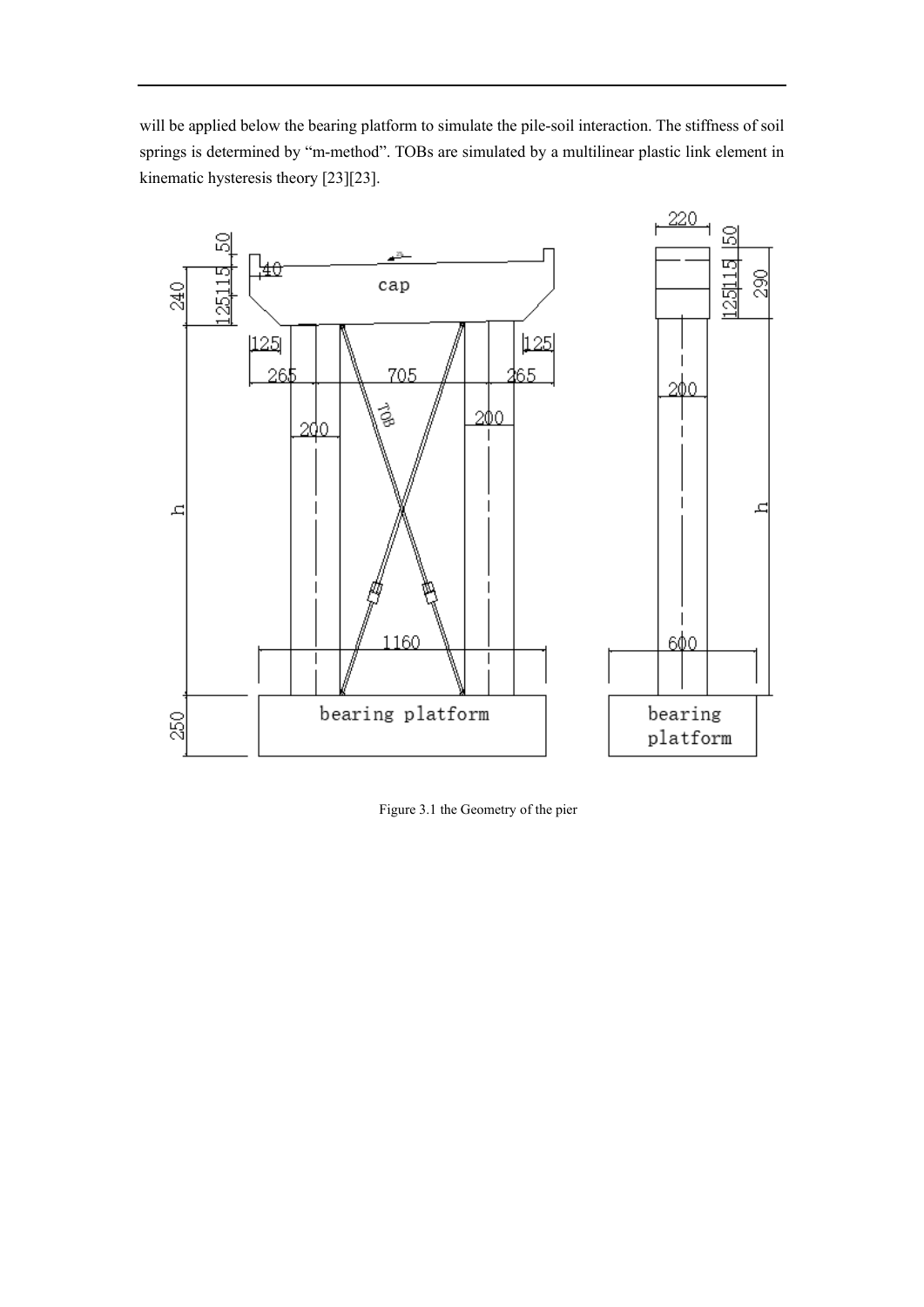will be applied below the bearing platform to simulate the pile-soil interaction. The stiffness of soil springs is determined by "m-method". TOBs are simulated by a multilinear plastic link element in kinematic hysteresis theory [23][23].

Figure 3.1 the Geometry of the pier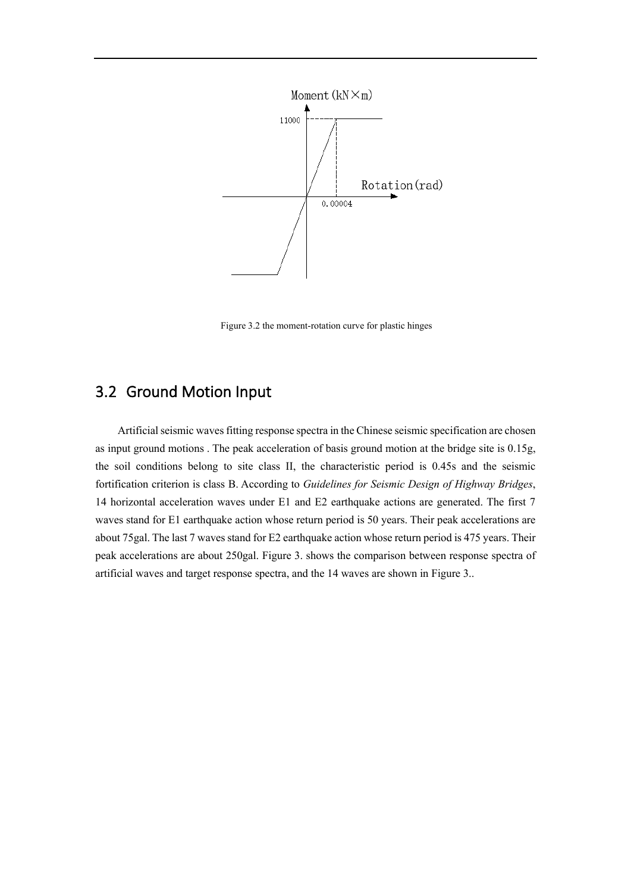Figure 3.2 the moment-rotation curve for plastic hinges

## 3.2 Ground Motion Input

Artificial seismic waves fitting response spectra in the Chinese seismic specification are chosen as input ground motions . The peak acceleration of basis ground motion at the bridge site is 0.15g, the soil conditions belong to site class II, the characteristic period is 0.45s and the seismic fortification criterion is class B. According to *Guidelines for Seismic Design of Highway Bridges*, 14 horizontal acceleration waves under E1 and E2 earthquake actions are generated. The first 7 waves stand for E1 earthquake action whose return period is 50 years. Their peak accelerations are about 75gal. The last 7 waves stand for E2 earthquake action whose return period is 475 years. Their peak accelerations are about 250gal. Figure 3. shows the comparison between response spectra of artificial waves and target response spectra, and the 14 waves are shown in Figure 3..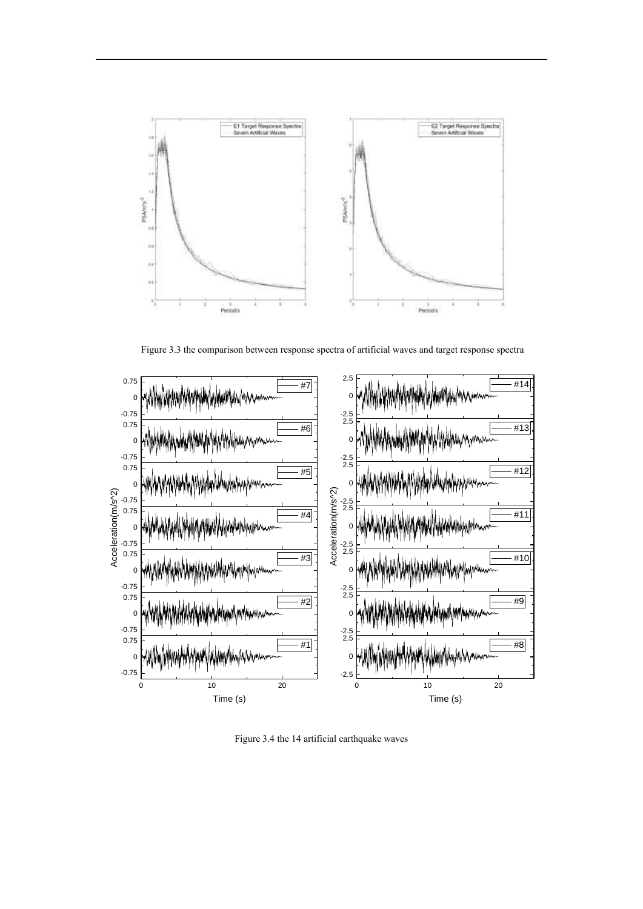Figure 3.3 the comparison between response spectra of artificial waves and target response spectra

Figure 3.4 the 14 artificial earthquake waves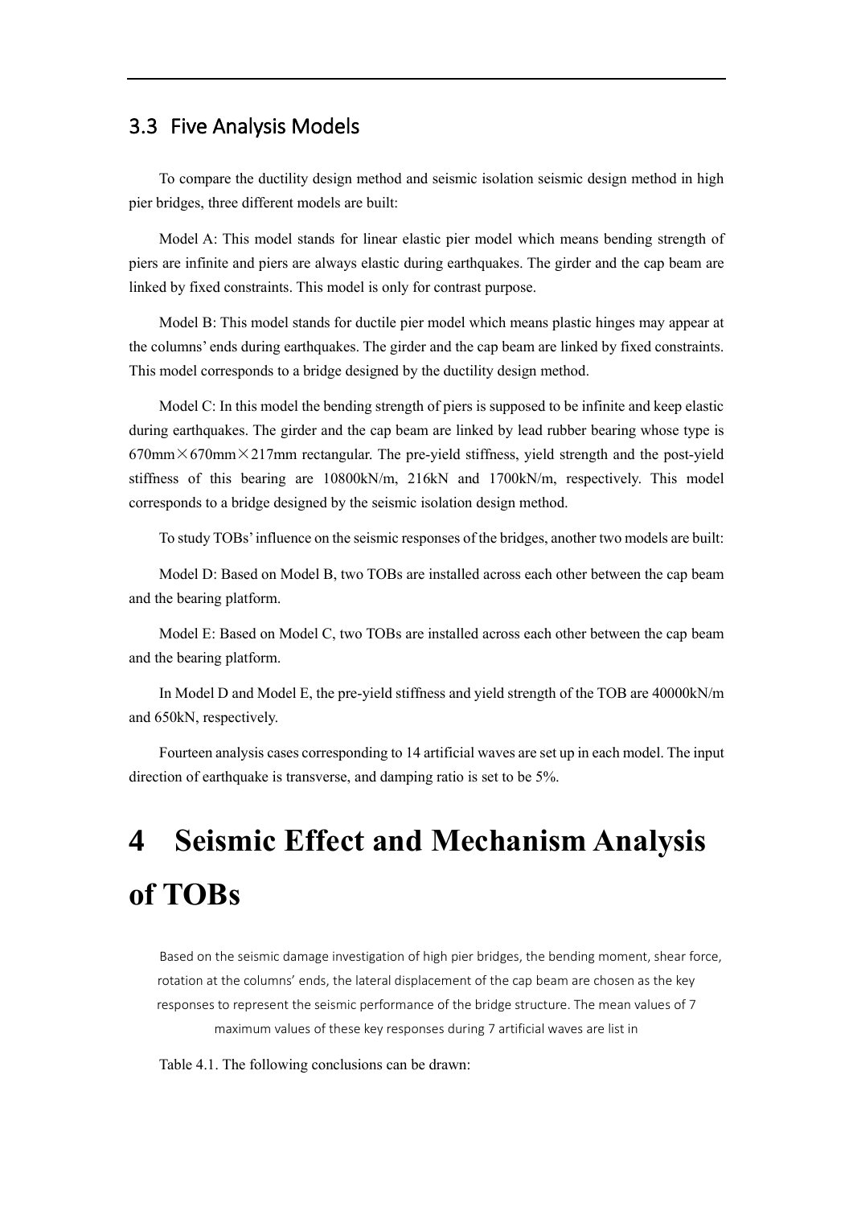## 3.3 Five Analysis Models

To compare the ductility design method and seismic isolation seismic design method in high pier bridges, three different models are built:

Model A: This model stands for linear elastic pier model which means bending strength of piers are infinite and piers are always elastic during earthquakes. The girder and the cap beam are linked by fixed constraints. This model is only for contrast purpose.

Model B: This model stands for ductile pier model which means plastic hinges may appear at the columns' ends during earthquakes. The girder and the cap beam are linked by fixed constraints. This model corresponds to a bridge designed by the ductility design method.

Model C: In this model the bending strength of piers is supposed to be infinite and keep elastic during earthquakes. The girder and the cap beam are linked by lead rubber bearing whose type is 670mm×670mm×217mm rectangular. The pre-yield stiffness, yield strength and the post-yield stiffness of this bearing are 10800kN/m, 216kN and 1700kN/m, respectively. This model corresponds to a bridge designed by the seismic isolation design method.

To study TOBs' influence on the seismic responses of the bridges, another two models are built:

Model D: Based on Model B, two TOBs are installed across each other between the cap beam and the bearing platform.

Model E: Based on Model C, two TOBs are installed across each other between the cap beam and the bearing platform.

In Model D and Model E, the pre-yield stiffness and yield strength of the TOB are 40000kN/m and 650kN, respectively.

Fourteen analysis cases corresponding to 14 artificial waves are set up in each model. The input direction of earthquake is transverse, and damping ratio is set to be 5%.

# 4 Seismic Effect and Mechanism Analysis of TOBs

Based on the seismic damage investigation of high pier bridges, the bending moment, shear force, rotation at the columns' ends, the lateral displacement of the cap beam are chosen as the key responses to represent the seismic performance of the bridge structure. The mean values of 7 maximum values of these key responses during 7 artificial waves are list in

Table 4.1. The following conclusions can be drawn: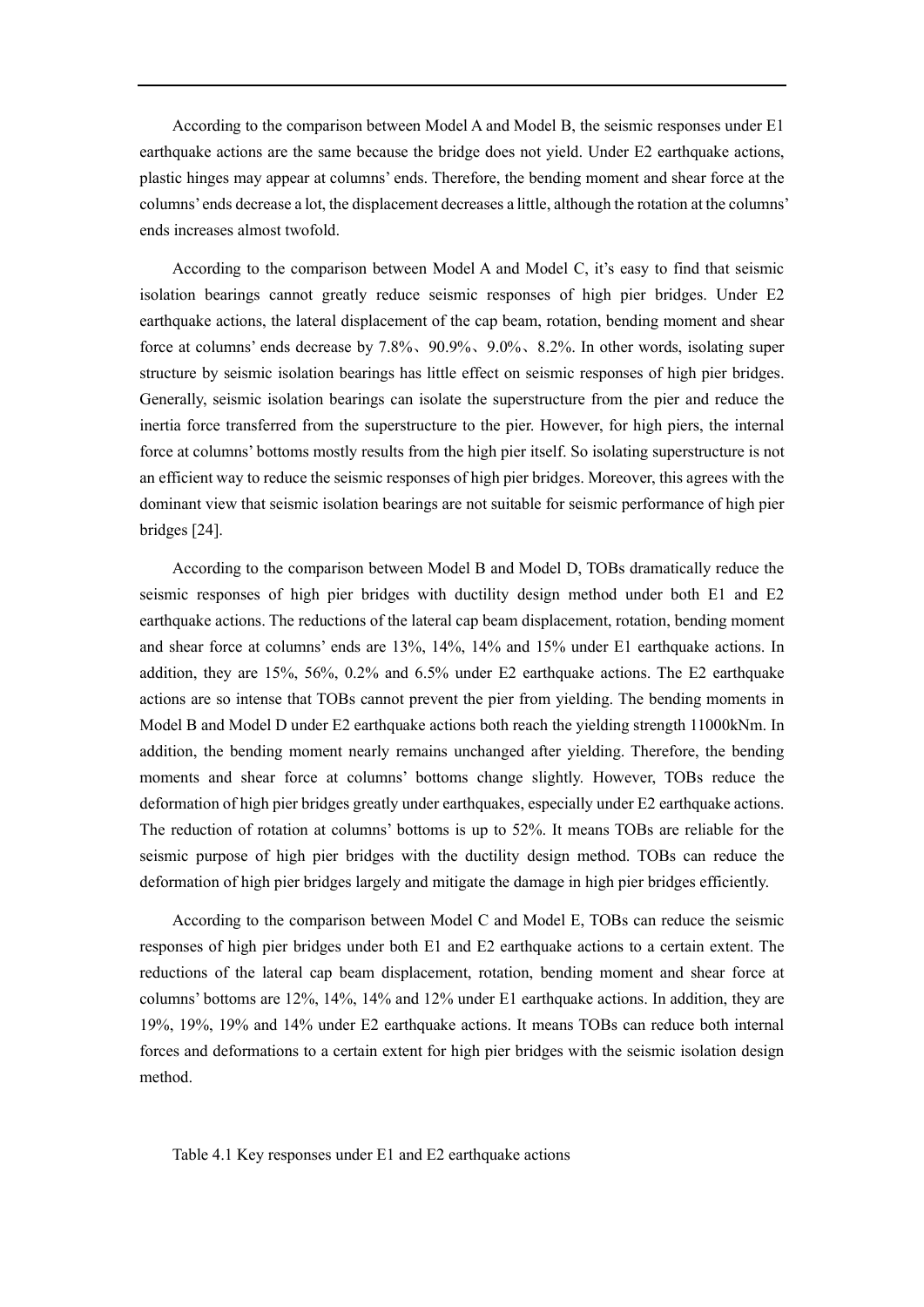According to the comparison between Model A and Model B, the seismic responses under E1 earthquake actions are the same because the bridge does not yield. Under E2 earthquake actions, plastic hinges may appear at columns' ends. Therefore, the bending moment and shear force at the columns' ends decrease a lot, the displacement decreases a little, although the rotation at the columns' ends increases almost twofold.

According to the comparison between Model A and Model C, it's easy to find that seismic isolation bearings cannot greatly reduce seismic responses of high pier bridges. Under E2 earthquake actions, the lateral displacement of the cap beam, rotation, bending moment and shear force at columns' ends decrease by 7.8%、90.9%、9.0%、8.2%. In other words, isolating super structure by seismic isolation bearings has little effect on seismic responses of high pier bridges. Generally, seismic isolation bearings can isolate the superstructure from the pier and reduce the inertia force transferred from the superstructure to the pier. However, for high piers, the internal force at columns' bottoms mostly results from the high pier itself. So isolating superstructure is not an efficient way to reduce the seismic responses of high pier bridges. Moreover, this agrees with the dominant view that seismic isolation bearings are not suitable for seismic performance of high pier bridges [24].

According to the comparison between Model B and Model D, TOBs dramatically reduce the seismic responses of high pier bridges with ductility design method under both E1 and E2 earthquake actions. The reductions of the lateral cap beam displacement, rotation, bending moment and shear force at columns' ends are 13%, 14%, 14% and 15% under E1 earthquake actions. In addition, they are 15%, 56%, 0.2% and 6.5% under E2 earthquake actions. The E2 earthquake actions are so intense that TOBs cannot prevent the pier from yielding. The bending moments in Model B and Model D under E2 earthquake actions both reach the yielding strength 11000kNm. In addition, the bending moment nearly remains unchanged after yielding. Therefore, the bending moments and shear force at columns' bottoms change slightly. However, TOBs reduce the deformation of high pier bridges greatly under earthquakes, especially under E2 earthquake actions. The reduction of rotation at columns' bottoms is up to 52%. It means TOBs are reliable for the seismic purpose of high pier bridges with the ductility design method. TOBs can reduce the deformation of high pier bridges largely and mitigate the damage in high pier bridges efficiently.

According to the comparison between Model C and Model E, TOBs can reduce the seismic responses of high pier bridges under both E1 and E2 earthquake actions to a certain extent. The reductions of the lateral cap beam displacement, rotation, bending moment and shear force at columns' bottoms are 12%, 14%, 14% and 12% under E1 earthquake actions. In addition, they are 19%, 19%, 19% and 14% under E2 earthquake actions. It means TOBs can reduce both internal forces and deformations to a certain extent for high pier bridges with the seismic isolation design method.

Table 4.1 Key responses under E1 and E2 earthquake actions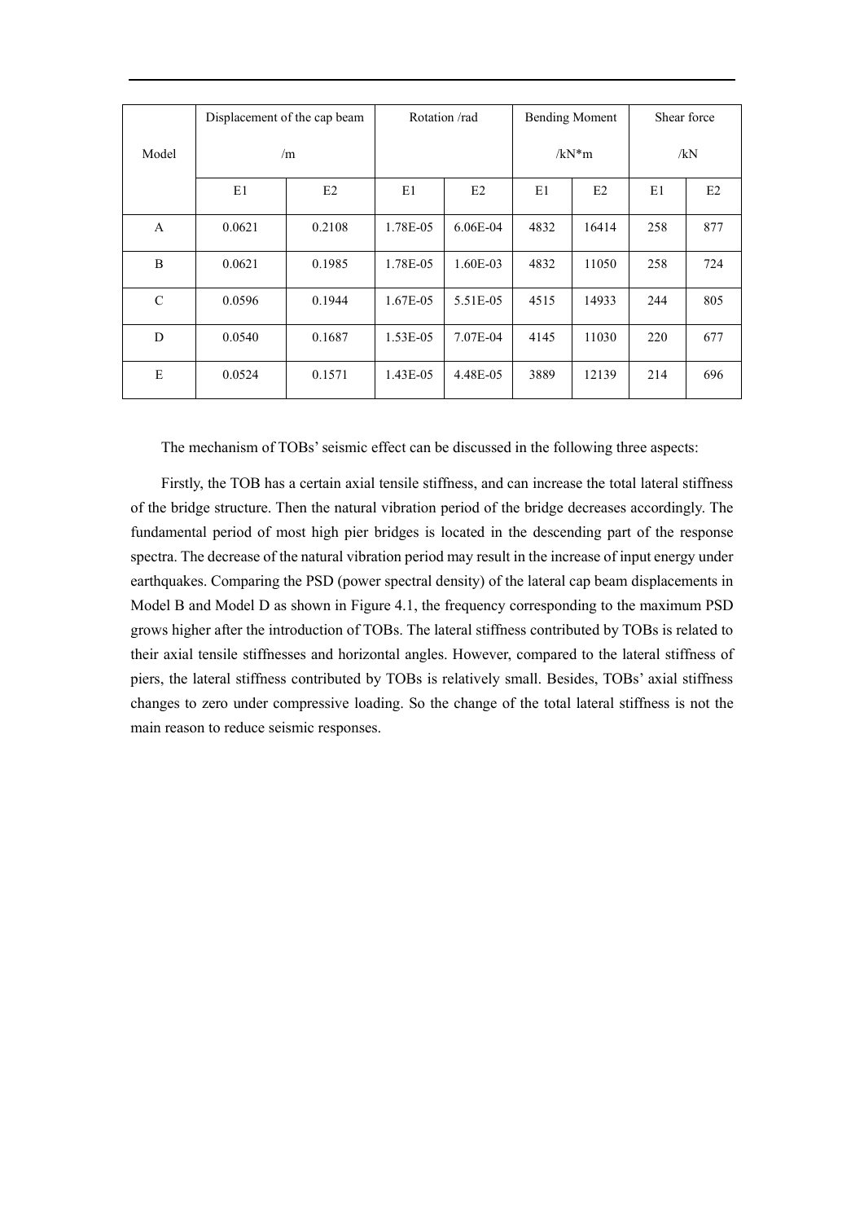| Model | Displacement of the cap beam /m | | Rotation /rad | | Bending Moment /kN*m | | Shear force /kN | |
|---|---|---|---|---|---|---|---|---|
| | E1 | E2 | E1 | E2 | E1 | E2 | E1 | E2 |
| A | 0.0621 | 0.2108 | 1.78E-05 | 6.06E-04 | 4832 | 16414 | 258 | 877 |
| B | 0.0621 | 0.1985 | 1.78E-05 | 1.60E-03 | 4832 | 11050 | 258 | 724 |
| C | 0.0596 | 0.1944 | 1.67E-05 | 5.51E-05 | 4515 | 14933 | 244 | 805 |
| D | 0.0540 | 0.1687 | 1.53E-05 | 7.07E-04 | 4145 | 11030 | 220 | 677 |
| E | 0.0524 | 0.1571 | 1.43E-05 | 4.48E-05 | 3889 | 12139 | 214 | 696 |

The mechanism of TOBs' seismic effect can be discussed in the following three aspects:

Firstly, the TOB has a certain axial tensile stiffness, and can increase the total lateral stiffness of the bridge structure. Then the natural vibration period of the bridge decreases accordingly. The fundamental period of most high pier bridges is located in the descending part of the response spectra. The decrease of the natural vibration period may result in the increase of input energy under earthquakes. Comparing the PSD (power spectral density) of the lateral cap beam displacements in Model B and Model D as shown in Figure 4.1, the frequency corresponding to the maximum PSD grows higher after the introduction of TOBs. The lateral stiffness contributed by TOBs is related to their axial tensile stiffnesses and horizontal angles. However, compared to the lateral stiffness of piers, the lateral stiffness contributed by TOBs is relatively small. Besides, TOBs' axial stiffness changes to zero under compressive loading. So the change of the total lateral stiffness is not the main reason to reduce seismic responses.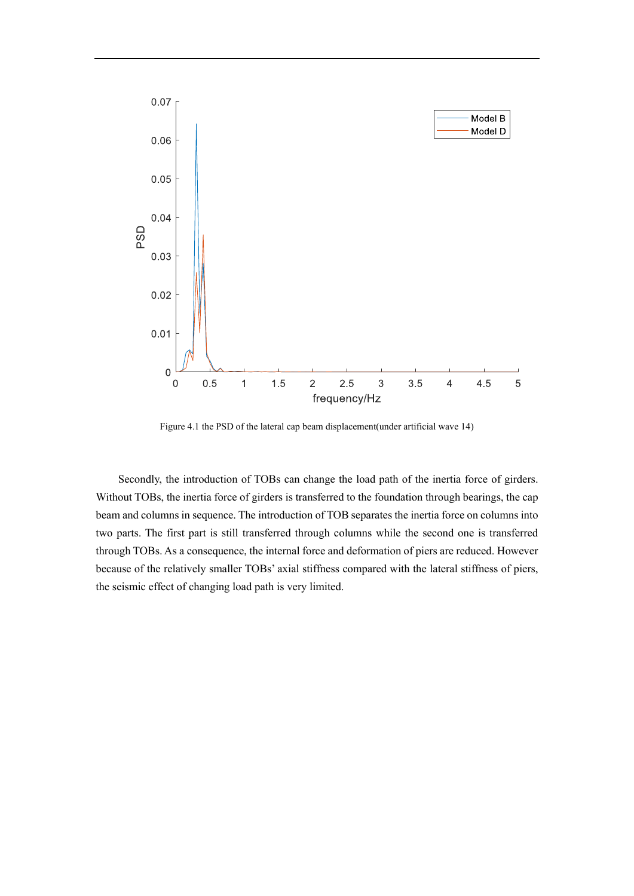Figure 4.1 the PSD of the lateral cap beam displacement(under artificial wave 14)

Secondly, the introduction of TOBs can change the load path of the inertia force of girders. Without TOBs, the inertia force of girders is transferred to the foundation through bearings, the cap beam and columns in sequence. The introduction of TOB separates the inertia force on columns into two parts. The first part is still transferred through columns while the second one is transferred through TOBs. As a consequence, the internal force and deformation of piers are reduced. However because of the relatively smaller TOBs' axial stiffness compared with the lateral stiffness of piers, the seismic effect of changing load path is very limited.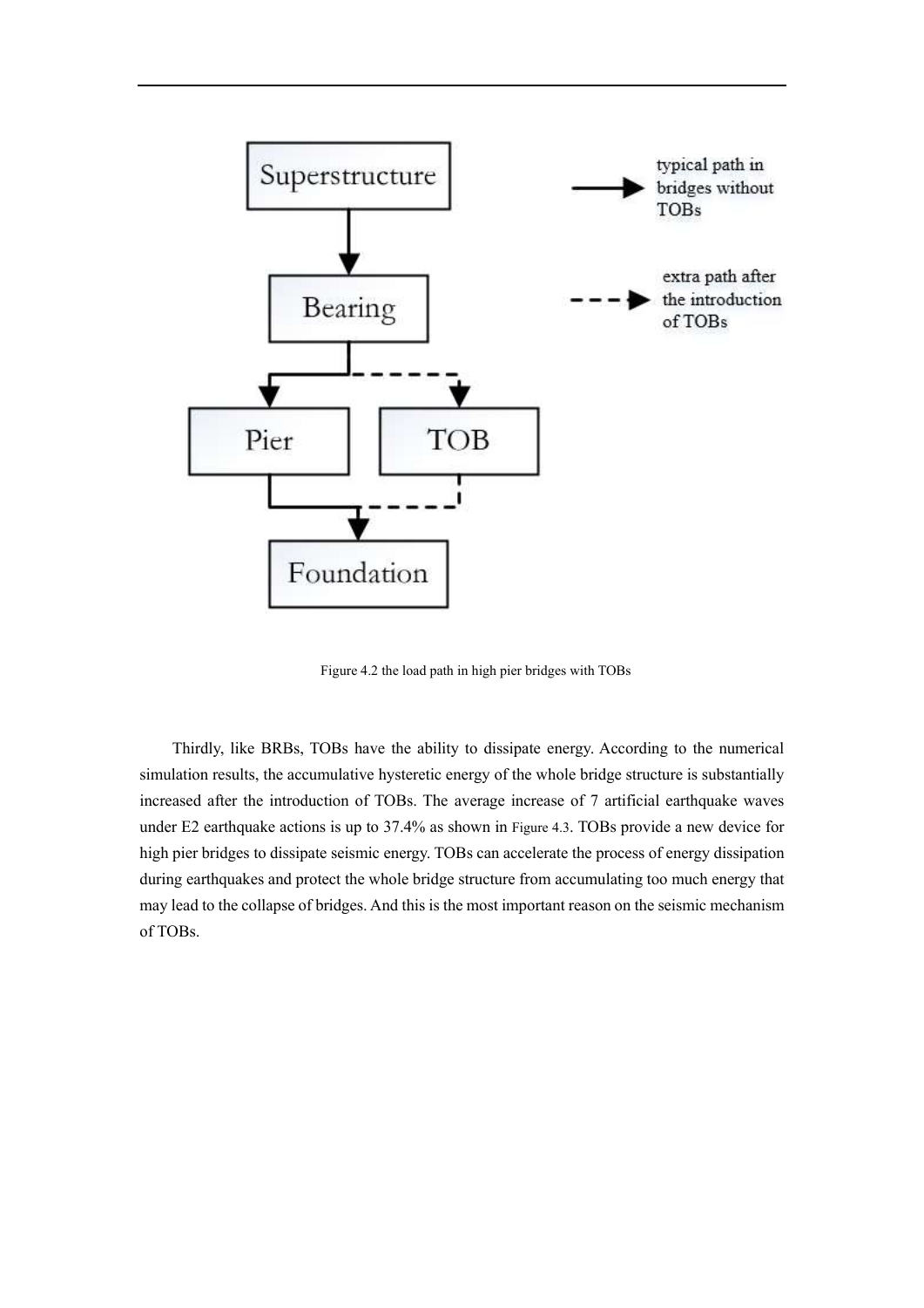Figure 4.2 the load path in high pier bridges with TOBs

Thirdly, like BRBs, TOBs have the ability to dissipate energy. According to the numerical simulation results, the accumulative hysteretic energy of the whole bridge structure is substantially increased after the introduction of TOBs. The average increase of 7 artificial earthquake waves under E2 earthquake actions is up to 37.4% as shown in Figure 4.3. TOBs provide a new device for high pier bridges to dissipate seismic energy. TOBs can accelerate the process of energy dissipation during earthquakes and protect the whole bridge structure from accumulating too much energy that may lead to the collapse of bridges. And this is the most important reason on the seismic mechanism of TOBs.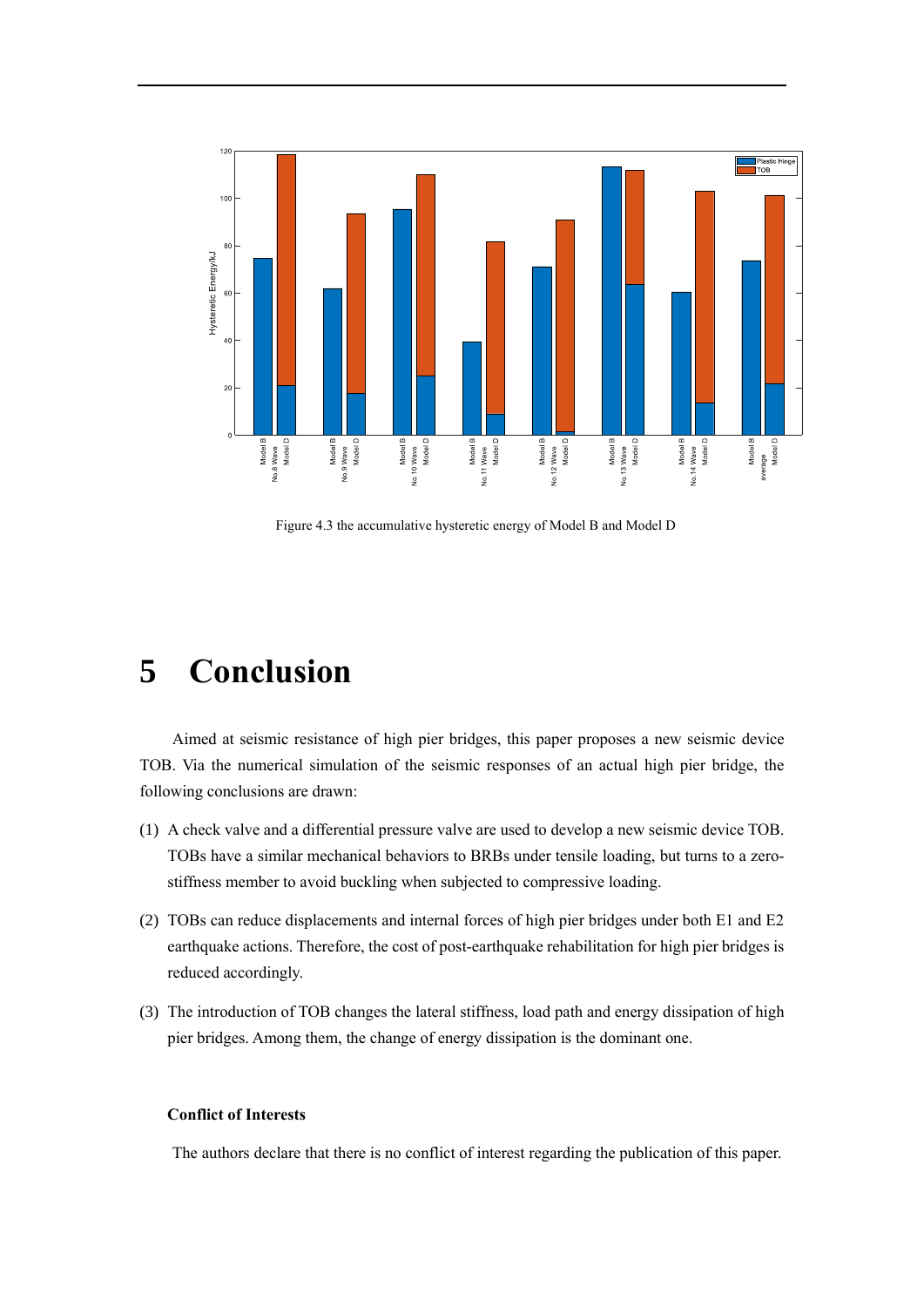Figure 4.3 the accumulative hysteretic energy of Model B and Model D

# 5 Conclusion

Aimed at seismic resistance of high pier bridges, this paper proposes a new seismic device TOB. Via the numerical simulation of the seismic responses of an actual high pier bridge, the following conclusions are drawn:

(1) A check valve and a differential pressure valve are used to develop a new seismic device TOB. TOBs have a similar mechanical behaviors to BRBs under tensile loading, but turns to a zero-stiffness member to avoid buckling when subjected to compressive loading.

(2) TOBs can reduce displacements and internal forces of high pier bridges under both E1 and E2 earthquake actions. Therefore, the cost of post-earthquake rehabilitation for high pier bridges is reduced accordingly.

(3) The introduction of TOB changes the lateral stiffness, load path and energy dissipation of high pier bridges. Among them, the change of energy dissipation is the dominant one.

**Conflict of Interests**

The authors declare that there is no conflict of interest regarding the publication of this paper.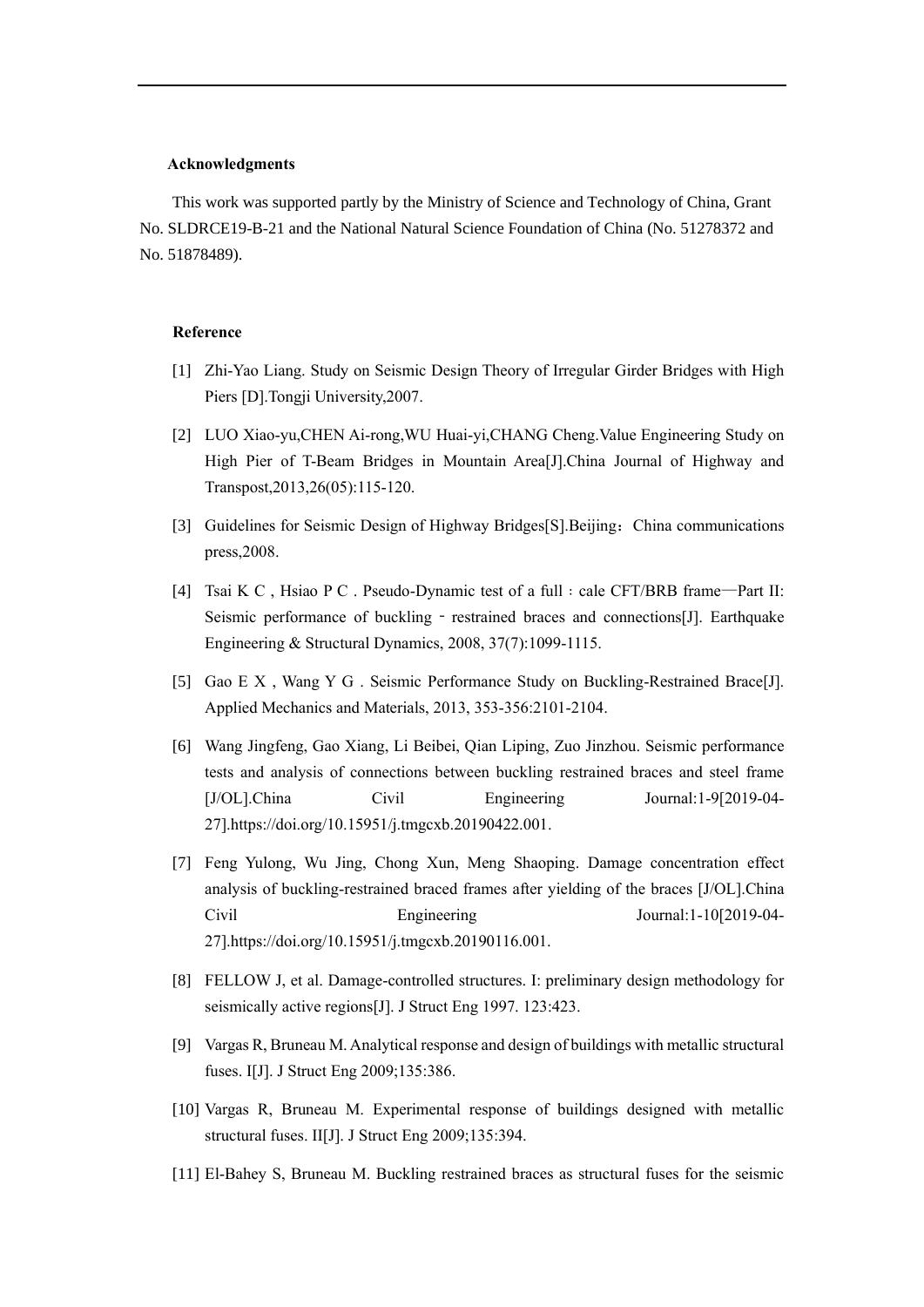**Acknowledgments**

This work was supported partly by the Ministry of Science and Technology of China, Grant No. SLDRCE19-B-21 and the National Natural Science Foundation of China (No. 51278372 and No. 51878489).

**Reference**

[1] Zhi-Yao Liang. Study on Seismic Design Theory of Irregular Girder Bridges with High Piers [D].Tongji University,2007.

[2] LUO Xiao-yu,CHEN Ai-rong,WU Huai-yi,CHANG Cheng.Value Engineering Study on High Pier of T-Beam Bridges in Mountain Area[J].China Journal of Highway and Transpost,2013,26(05):115-120.

[3] Guidelines for Seismic Design of Highway Bridges[S].Beijing：China communications press,2008.

[4] Tsai K C , Hsiao P C . Pseudo-Dynamic test of a full：cale CFT/BRB frame—Part II: Seismic performance of buckling‐restrained braces and connections[J]. Earthquake Engineering & Structural Dynamics, 2008, 37(7):1099-1115.

[5] Gao E X , Wang Y G . Seismic Performance Study on Buckling-Restrained Brace[J]. Applied Mechanics and Materials, 2013, 353-356:2101-2104.

[6] Wang Jingfeng, Gao Xiang, Li Beibei, Qian Liping, Zuo Jinzhou. Seismic performance tests and analysis of connections between buckling restrained braces and steel frame [J/OL].China Civil Engineering Journal:1-9[2019-04-27].https://doi.org/10.15951/j.tmgcxb.20190422.001.

[7] Feng Yulong, Wu Jing, Chong Xun, Meng Shaoping. Damage concentration effect analysis of buckling-restrained braced frames after yielding of the braces [J/OL].China Civil Engineering Journal:1-10[2019-04-27].https://doi.org/10.15951/j.tmgcxb.20190116.001.

[8] FELLOW J, et al. Damage-controlled structures. I: preliminary design methodology for seismically active regions[J]. J Struct Eng 1997. 123:423.

[9] Vargas R, Bruneau M. Analytical response and design of buildings with metallic structural fuses. I[J]. J Struct Eng 2009;135:386.

[10] Vargas R, Bruneau M. Experimental response of buildings designed with metallic structural fuses. II[J]. J Struct Eng 2009;135:394.

[11] El-Bahey S, Bruneau M. Buckling restrained braces as structural fuses for the seismic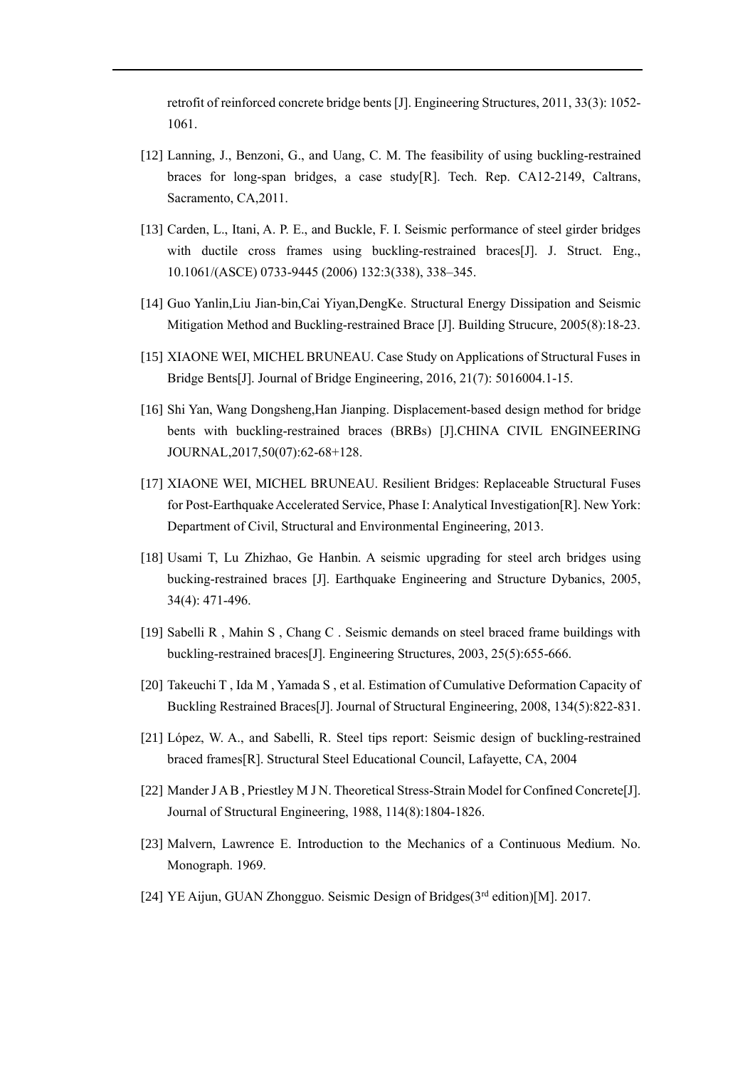retrofit of reinforced concrete bridge bents [J]. Engineering Structures, 2011, 33(3): 1052-1061.

[12] Lanning, J., Benzoni, G., and Uang, C. M. The feasibility of using buckling-restrained braces for long-span bridges, a case study[R]. Tech. Rep. CA12-2149, Caltrans, Sacramento, CA,2011.

[13] Carden, L., Itani, A. P. E., and Buckle, F. I. Seismic performance of steel girder bridges with ductile cross frames using buckling-restrained braces[J]. J. Struct. Eng., 10.1061/(ASCE) 0733-9445 (2006) 132:3(338), 338–345.

[14] Guo Yanlin,Liu Jian-bin,Cai Yiyan,DengKe. Structural Energy Dissipation and Seismic Mitigation Method and Buckling-restrained Brace [J]. Building Strucure, 2005(8):18-23.

[15] XIAONE WEI, MICHEL BRUNEAU. Case Study on Applications of Structural Fuses in Bridge Bents[J]. Journal of Bridge Engineering, 2016, 21(7): 5016004.1-15.

[16] Shi Yan, Wang Dongsheng,Han Jianping. Displacement-based design method for bridge bents with buckling-restrained braces (BRBs) [J].CHINA CIVIL ENGINEERING JOURNAL,2017,50(07):62-68+128.

[17] XIAONE WEI, MICHEL BRUNEAU. Resilient Bridges: Replaceable Structural Fuses for Post-Earthquake Accelerated Service, Phase I: Analytical Investigation[R]. New York: Department of Civil, Structural and Environmental Engineering, 2013.

[18] Usami T, Lu Zhizhao, Ge Hanbin. A seismic upgrading for steel arch bridges using bucking-restrained braces [J]. Earthquake Engineering and Structure Dybanics, 2005, 34(4): 471-496.

[19] Sabelli R , Mahin S , Chang C . Seismic demands on steel braced frame buildings with buckling-restrained braces[J]. Engineering Structures, 2003, 25(5):655-666.

[20] Takeuchi T , Ida M , Yamada S , et al. Estimation of Cumulative Deformation Capacity of Buckling Restrained Braces[J]. Journal of Structural Engineering, 2008, 134(5):822-831.

[21] López, W. A., and Sabelli, R. Steel tips report: Seismic design of buckling-restrained braced frames[R]. Structural Steel Educational Council, Lafayette, CA, 2004

[22] Mander J A B , Priestley M J N. Theoretical Stress-Strain Model for Confined Concrete[J]. Journal of Structural Engineering, 1988, 114(8):1804-1826.

[23] Malvern, Lawrence E. Introduction to the Mechanics of a Continuous Medium. No. Monograph. 1969.

[24] YE Aijun, GUAN Zhongguo. Seismic Design of Bridges(3rd edition)[M]. 2017.